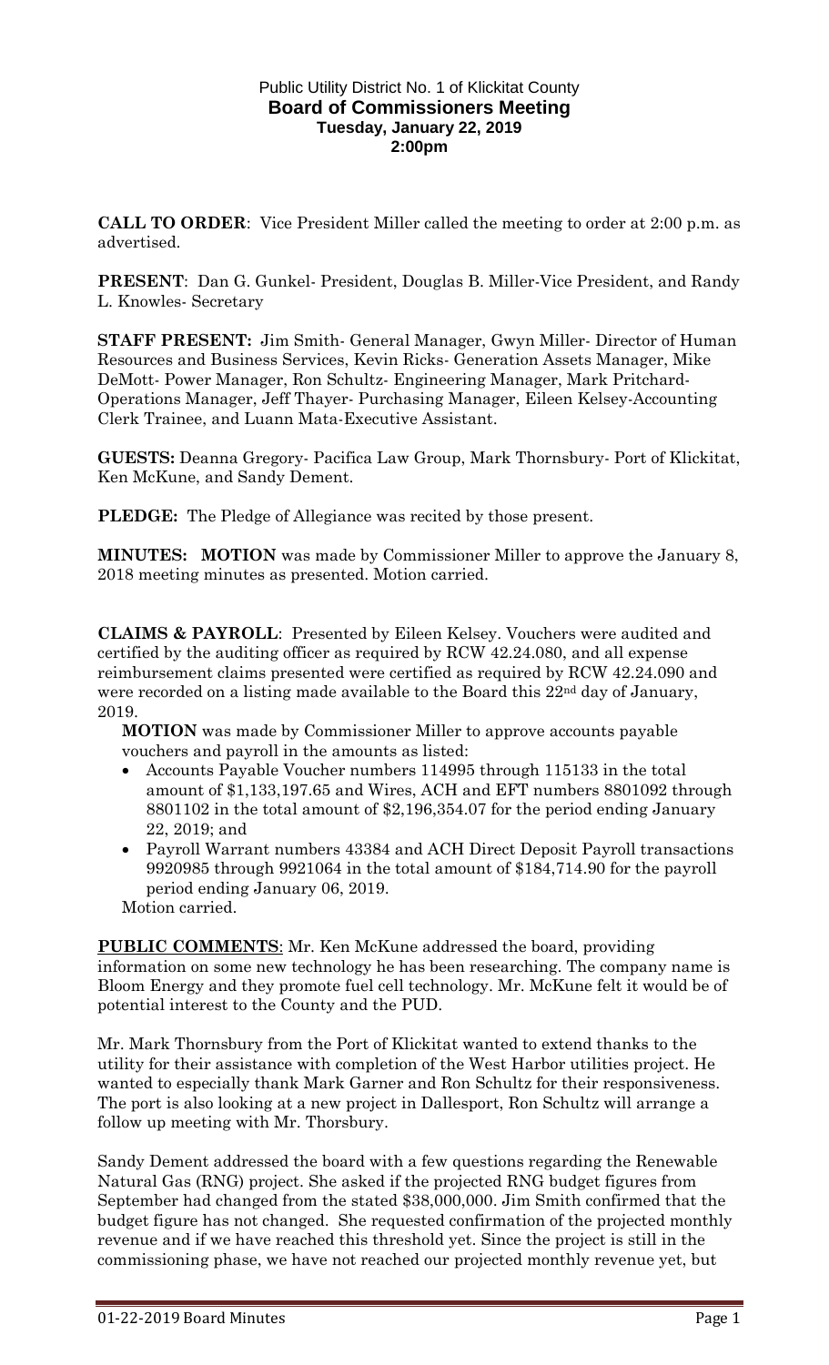Public Utility District No. 1 of Klickitat County
**Board of Commissioners Meeting**
**Tuesday, January 22, 2019**
**2:00pm**

**CALL TO ORDER**: Vice President Miller called the meeting to order at 2:00 p.m. as advertised.

**PRESENT**: Dan G. Gunkel- President, Douglas B. Miller-Vice President, and Randy L. Knowles- Secretary

**STAFF PRESENT:** Jim Smith- General Manager, Gwyn Miller- Director of Human Resources and Business Services, Kevin Ricks- Generation Assets Manager, Mike DeMott- Power Manager, Ron Schultz- Engineering Manager, Mark Pritchard-Operations Manager, Jeff Thayer- Purchasing Manager, Eileen Kelsey-Accounting Clerk Trainee, and Luann Mata-Executive Assistant.

**GUESTS:** Deanna Gregory- Pacifica Law Group, Mark Thornsbury- Port of Klickitat, Ken McKune, and Sandy Dement.

**PLEDGE:** The Pledge of Allegiance was recited by those present.

**MINUTES: MOTION** was made by Commissioner Miller to approve the January 8, 2018 meeting minutes as presented. Motion carried.

**CLAIMS & PAYROLL**: Presented by Eileen Kelsey. Vouchers were audited and certified by the auditing officer as required by RCW 42.24.080, and all expense reimbursement claims presented were certified as required by RCW 42.24.090 and were recorded on a listing made available to the Board this 22nd day of January, 2019.

**MOTION** was made by Commissioner Miller to approve accounts payable vouchers and payroll in the amounts as listed:

- Accounts Payable Voucher numbers 114995 through 115133 in the total amount of $1,133,197.65 and Wires, ACH and EFT numbers 8801092 through 8801102 in the total amount of $2,196,354.07 for the period ending January 22, 2019; and
- Payroll Warrant numbers 43384 and ACH Direct Deposit Payroll transactions 9920985 through 9921064 in the total amount of $184,714.90 for the payroll period ending January 06, 2019.

Motion carried.

**PUBLIC COMMENTS**: Mr. Ken McKune addressed the board, providing information on some new technology he has been researching. The company name is Bloom Energy and they promote fuel cell technology. Mr. McKune felt it would be of potential interest to the County and the PUD.

Mr. Mark Thornsbury from the Port of Klickitat wanted to extend thanks to the utility for their assistance with completion of the West Harbor utilities project. He wanted to especially thank Mark Garner and Ron Schultz for their responsiveness. The port is also looking at a new project in Dallesport, Ron Schultz will arrange a follow up meeting with Mr. Thorsbury.

Sandy Dement addressed the board with a few questions regarding the Renewable Natural Gas (RNG) project. She asked if the projected RNG budget figures from September had changed from the stated $38,000,000. Jim Smith confirmed that the budget figure has not changed. She requested confirmation of the projected monthly revenue and if we have reached this threshold yet. Since the project is still in the commissioning phase, we have not reached our projected monthly revenue yet, but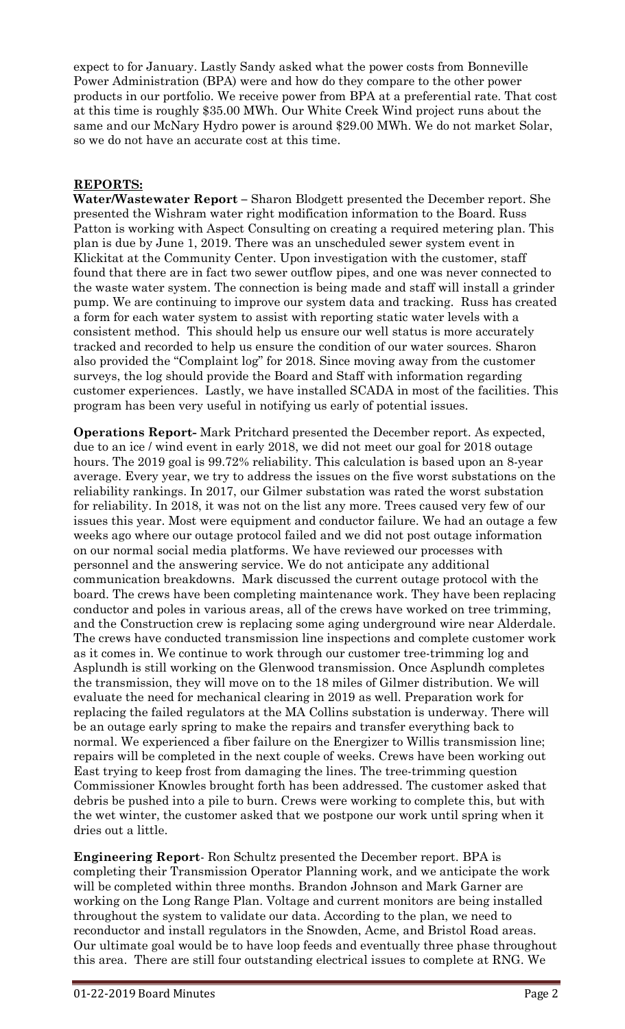expect to for January. Lastly Sandy asked what the power costs from Bonneville Power Administration (BPA) were and how do they compare to the other power products in our portfolio. We receive power from BPA at a preferential rate. That cost at this time is roughly $35.00 MWh. Our White Creek Wind project runs about the same and our McNary Hydro power is around $29.00 MWh. We do not market Solar, so we do not have an accurate cost at this time.

## REPORTS:

**Water/Wastewater Report –** Sharon Blodgett presented the December report. She presented the Wishram water right modification information to the Board. Russ Patton is working with Aspect Consulting on creating a required metering plan. This plan is due by June 1, 2019. There was an unscheduled sewer system event in Klickitat at the Community Center. Upon investigation with the customer, staff found that there are in fact two sewer outflow pipes, and one was never connected to the waste water system. The connection is being made and staff will install a grinder pump. We are continuing to improve our system data and tracking. Russ has created a form for each water system to assist with reporting static water levels with a consistent method. This should help us ensure our well status is more accurately tracked and recorded to help us ensure the condition of our water sources. Sharon also provided the "Complaint log" for 2018. Since moving away from the customer surveys, the log should provide the Board and Staff with information regarding customer experiences. Lastly, we have installed SCADA in most of the facilities. This program has been very useful in notifying us early of potential issues.

**Operations Report-** Mark Pritchard presented the December report. As expected, due to an ice / wind event in early 2018, we did not meet our goal for 2018 outage hours. The 2019 goal is 99.72% reliability. This calculation is based upon an 8-year average. Every year, we try to address the issues on the five worst substations on the reliability rankings. In 2017, our Gilmer substation was rated the worst substation for reliability. In 2018, it was not on the list any more. Trees caused very few of our issues this year. Most were equipment and conductor failure. We had an outage a few weeks ago where our outage protocol failed and we did not post outage information on our normal social media platforms. We have reviewed our processes with personnel and the answering service. We do not anticipate any additional communication breakdowns. Mark discussed the current outage protocol with the board. The crews have been completing maintenance work. They have been replacing conductor and poles in various areas, all of the crews have worked on tree trimming, and the Construction crew is replacing some aging underground wire near Alderdale. The crews have conducted transmission line inspections and complete customer work as it comes in. We continue to work through our customer tree-trimming log and Asplundh is still working on the Glenwood transmission. Once Asplundh completes the transmission, they will move on to the 18 miles of Gilmer distribution. We will evaluate the need for mechanical clearing in 2019 as well. Preparation work for replacing the failed regulators at the MA Collins substation is underway. There will be an outage early spring to make the repairs and transfer everything back to normal. We experienced a fiber failure on the Energizer to Willis transmission line; repairs will be completed in the next couple of weeks. Crews have been working out East trying to keep frost from damaging the lines. The tree-trimming question Commissioner Knowles brought forth has been addressed. The customer asked that debris be pushed into a pile to burn. Crews were working to complete this, but with the wet winter, the customer asked that we postpone our work until spring when it dries out a little.

**Engineering Report**- Ron Schultz presented the December report. BPA is completing their Transmission Operator Planning work, and we anticipate the work will be completed within three months. Brandon Johnson and Mark Garner are working on the Long Range Plan. Voltage and current monitors are being installed throughout the system to validate our data. According to the plan, we need to reconductor and install regulators in the Snowden, Acme, and Bristol Road areas. Our ultimate goal would be to have loop feeds and eventually three phase throughout this area. There are still four outstanding electrical issues to complete at RNG. We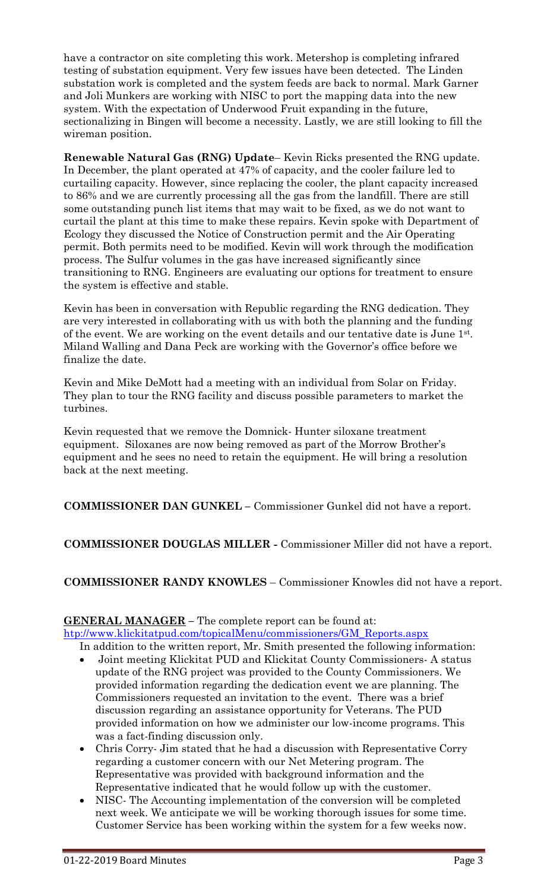have a contractor on site completing this work. Metershop is completing infrared testing of substation equipment. Very few issues have been detected. The Linden substation work is completed and the system feeds are back to normal. Mark Garner and Joli Munkers are working with NISC to port the mapping data into the new system. With the expectation of Underwood Fruit expanding in the future, sectionalizing in Bingen will become a necessity. Lastly, we are still looking to fill the wireman position.

**Renewable Natural Gas (RNG) Update**– Kevin Ricks presented the RNG update. In December, the plant operated at 47% of capacity, and the cooler failure led to curtailing capacity. However, since replacing the cooler, the plant capacity increased to 86% and we are currently processing all the gas from the landfill. There are still some outstanding punch list items that may wait to be fixed, as we do not want to curtail the plant at this time to make these repairs. Kevin spoke with Department of Ecology they discussed the Notice of Construction permit and the Air Operating permit. Both permits need to be modified. Kevin will work through the modification process. The Sulfur volumes in the gas have increased significantly since transitioning to RNG. Engineers are evaluating our options for treatment to ensure the system is effective and stable.

Kevin has been in conversation with Republic regarding the RNG dedication. They are very interested in collaborating with us with both the planning and the funding of the event. We are working on the event details and our tentative date is June 1st. Miland Walling and Dana Peck are working with the Governor's office before we finalize the date.

Kevin and Mike DeMott had a meeting with an individual from Solar on Friday. They plan to tour the RNG facility and discuss possible parameters to market the turbines.

Kevin requested that we remove the Domnick- Hunter siloxane treatment equipment. Siloxanes are now being removed as part of the Morrow Brother's equipment and he sees no need to retain the equipment. He will bring a resolution back at the next meeting.

**COMMISSIONER DAN GUNKEL –** Commissioner Gunkel did not have a report.

**COMMISSIONER DOUGLAS MILLER -** Commissioner Miller did not have a report.

**COMMISSIONER RANDY KNOWLES** – Commissioner Knowles did not have a report.

**GENERAL MANAGER –** The complete report can be found at: htp://www.klickitatpud.com/topicalMenu/commissioners/GM_Reports.aspx

In addition to the written report, Mr. Smith presented the following information:

- Joint meeting Klickitat PUD and Klickitat County Commissioners- A status update of the RNG project was provided to the County Commissioners. We provided information regarding the dedication event we are planning. The Commissioners requested an invitation to the event. There was a brief discussion regarding an assistance opportunity for Veterans. The PUD provided information on how we administer our low-income programs. This was a fact-finding discussion only.
- Chris Corry- Jim stated that he had a discussion with Representative Corry regarding a customer concern with our Net Metering program. The Representative was provided with background information and the Representative indicated that he would follow up with the customer.
- NISC- The Accounting implementation of the conversion will be completed next week. We anticipate we will be working thorough issues for some time. Customer Service has been working within the system for a few weeks now.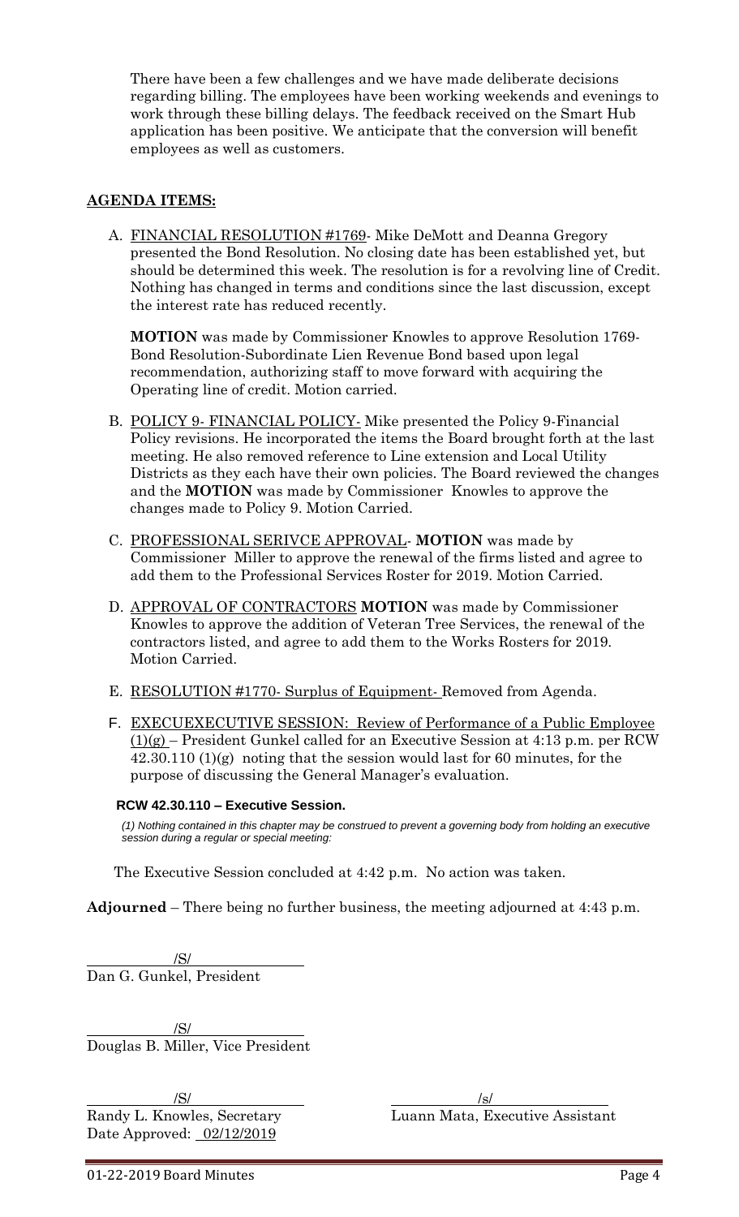There have been a few challenges and we have made deliberate decisions regarding billing. The employees have been working weekends and evenings to work through these billing delays. The feedback received on the Smart Hub application has been positive. We anticipate that the conversion will benefit employees as well as customers.

**AGENDA ITEMS:**

A. FINANCIAL RESOLUTION #1769- Mike DeMott and Deanna Gregory presented the Bond Resolution. No closing date has been established yet, but should be determined this week. The resolution is for a revolving line of Credit. Nothing has changed in terms and conditions since the last discussion, except the interest rate has reduced recently.

   **MOTION** was made by Commissioner Knowles to approve Resolution 1769-Bond Resolution-Subordinate Lien Revenue Bond based upon legal recommendation, authorizing staff to move forward with acquiring the Operating line of credit. Motion carried.

B. POLICY 9- FINANCIAL POLICY- Mike presented the Policy 9-Financial Policy revisions. He incorporated the items the Board brought forth at the last meeting. He also removed reference to Line extension and Local Utility Districts as they each have their own policies. The Board reviewed the changes and the **MOTION** was made by Commissioner Knowles to approve the changes made to Policy 9. Motion Carried.

C. PROFESSIONAL SERIVCE APPROVAL- **MOTION** was made by Commissioner Miller to approve the renewal of the firms listed and agree to add them to the Professional Services Roster for 2019. Motion Carried.

D. APPROVAL OF CONTRACTORS **MOTION** was made by Commissioner Knowles to approve the addition of Veteran Tree Services, the renewal of the contractors listed, and agree to add them to the Works Rosters for 2019. Motion Carried.

E. RESOLUTION #1770- Surplus of Equipment- Removed from Agenda.

F. EXECUEXECUTIVE SESSION: Review of Performance of a Public Employee (1)(g) – President Gunkel called for an Executive Session at 4:13 p.m. per RCW 42.30.110 (1)(g) noting that the session would last for 60 minutes, for the purpose of discussing the General Manager's evaluation.

**RCW 42.30.110 – Executive Session.**

*(1) Nothing contained in this chapter may be construed to prevent a governing body from holding an executive session during a regular or special meeting:*

The Executive Session concluded at 4:42 p.m. No action was taken.

**Adjourned** – There being no further business, the meeting adjourned at 4:43 p.m.

/S/
Dan G. Gunkel, President

/S/
Douglas B. Miller, Vice President

/S/
Randy L. Knowles, Secretary
Date Approved: 02/12/2019

/s/
Luann Mata, Executive Assistant